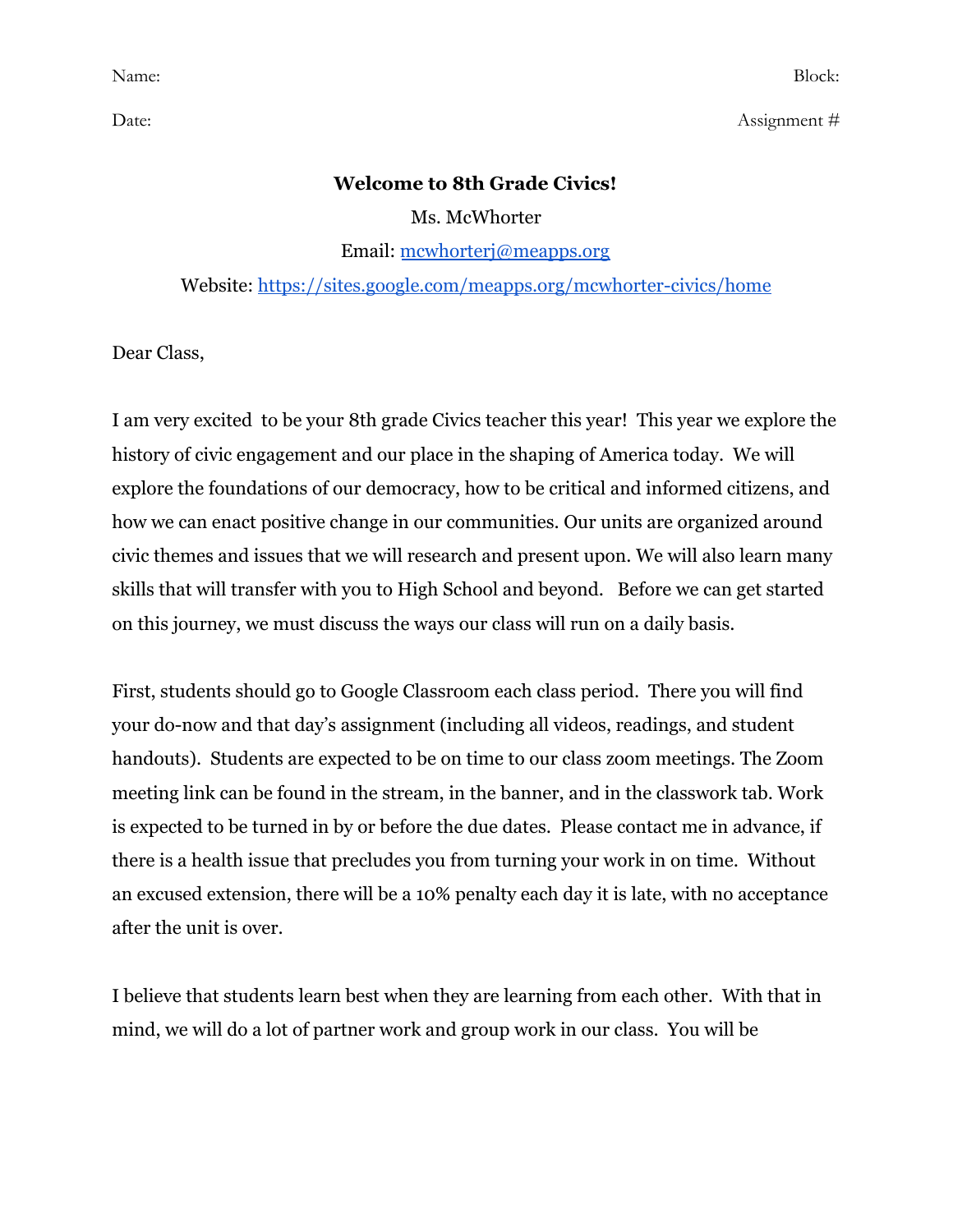Name: Block:

Date: Assignment #

**Welcome to 8th Grade Civics!**

Ms. McWhorter

Email: [mcwhorterj@meapps.org](mailto:mcwhorterj@meapps.org)

Website: [https://sites.google.com/meapps.org/mcwhorter-civics/home](https://sites.google.com/meapps.org/mcwhorter-civics/home)

Dear Class,

I am very excited to be your 8th grade Civics teacher this year! This year we explore the history of civic engagement and our place in the shaping of America today. We will explore the foundations of our democracy, how to be critical and informed citizens, and how we can enact positive change in our communities. Our units are organized around civic themes and issues that we will research and present upon. We will also learn many skills that will transfer with you to High School and beyond. Before we can get started on this journey, we must discuss the ways our class will run on a daily basis.

First, students should go to Google Classroom each class period. There you will find your do-now and that day's assignment (including all videos, readings, and student handouts). Students are expected to be on time to our class zoom meetings. The Zoom meeting link can be found in the stream, in the banner, and in the classwork tab. Work is expected to be turned in by or before the due dates. Please contact me in advance, if there is a health issue that precludes you from turning your work in on time. Without an excused extension, there will be a 10% penalty each day it is late, with no acceptance after the unit is over.

I believe that students learn best when they are learning from each other. With that in mind, we will do a lot of partner work and group work in our class. You will be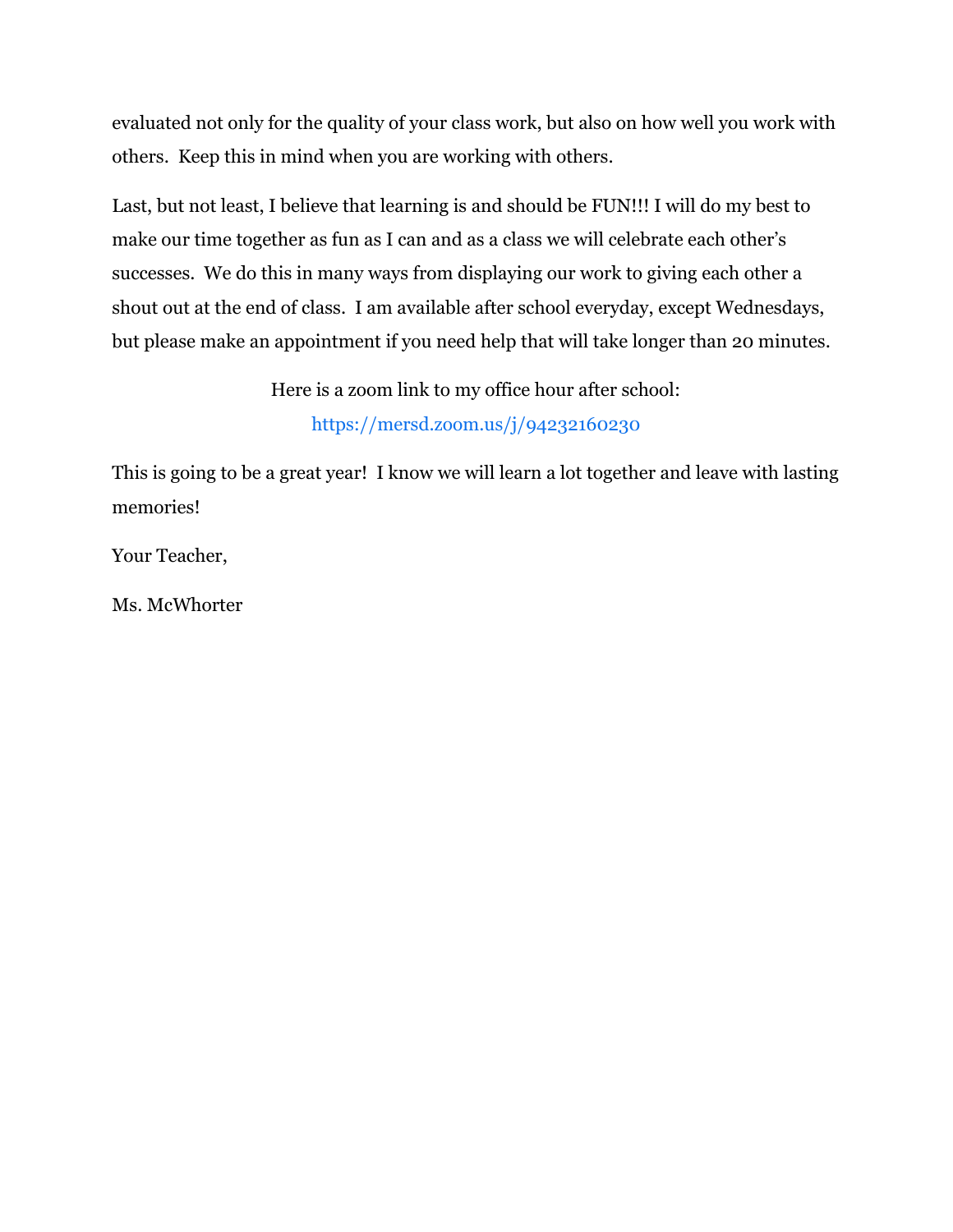evaluated not only for the quality of your class work, but also on how well you work with others. Keep this in mind when you are working with others.

Last, but not least, I believe that learning is and should be FUN!!! I will do my best to make our time together as fun as I can and as a class we will celebrate each other's successes. We do this in many ways from displaying our work to giving each other a shout out at the end of class. I am available after school everyday, except Wednesdays, but please make an appointment if you need help that will take longer than 20 minutes.

Here is a zoom link to my office hour after school:
https://mersd.zoom.us/j/94232160230

This is going to be a great year! I know we will learn a lot together and leave with lasting memories!

Your Teacher,

Ms. McWhorter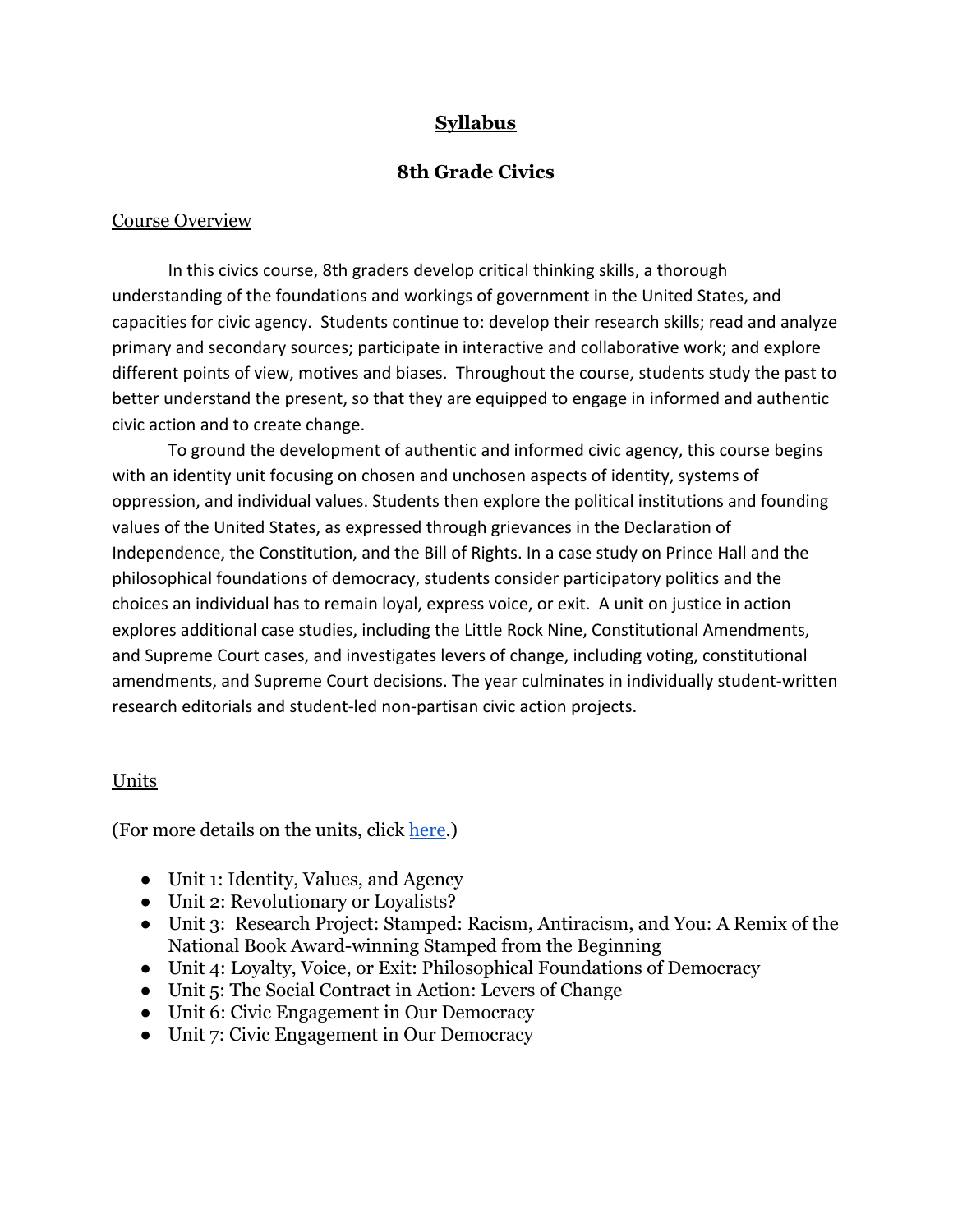# Syllabus

## 8th Grade Civics

### Course Overview

In this civics course, 8th graders develop critical thinking skills, a thorough understanding of the foundations and workings of government in the United States, and capacities for civic agency. Students continue to: develop their research skills; read and analyze primary and secondary sources; participate in interactive and collaborative work; and explore different points of view, motives and biases. Throughout the course, students study the past to better understand the present, so that they are equipped to engage in informed and authentic civic action and to create change.

To ground the development of authentic and informed civic agency, this course begins with an identity unit focusing on chosen and unchosen aspects of identity, systems of oppression, and individual values. Students then explore the political institutions and founding values of the United States, as expressed through grievances in the Declaration of Independence, the Constitution, and the Bill of Rights. In a case study on Prince Hall and the philosophical foundations of democracy, students consider participatory politics and the choices an individual has to remain loyal, express voice, or exit. A unit on justice in action explores additional case studies, including the Little Rock Nine, Constitutional Amendments, and Supreme Court cases, and investigates levers of change, including voting, constitutional amendments, and Supreme Court decisions. The year culminates in individually student-written research editorials and student-led non-partisan civic action projects.

### Units

(For more details on the units, click here.)

- Unit 1: Identity, Values, and Agency
- Unit 2: Revolutionary or Loyalists?
- Unit 3: Research Project: Stamped: Racism, Antiracism, and You: A Remix of the National Book Award-winning Stamped from the Beginning
- Unit 4: Loyalty, Voice, or Exit: Philosophical Foundations of Democracy
- Unit 5: The Social Contract in Action: Levers of Change
- Unit 6: Civic Engagement in Our Democracy
- Unit 7: Civic Engagement in Our Democracy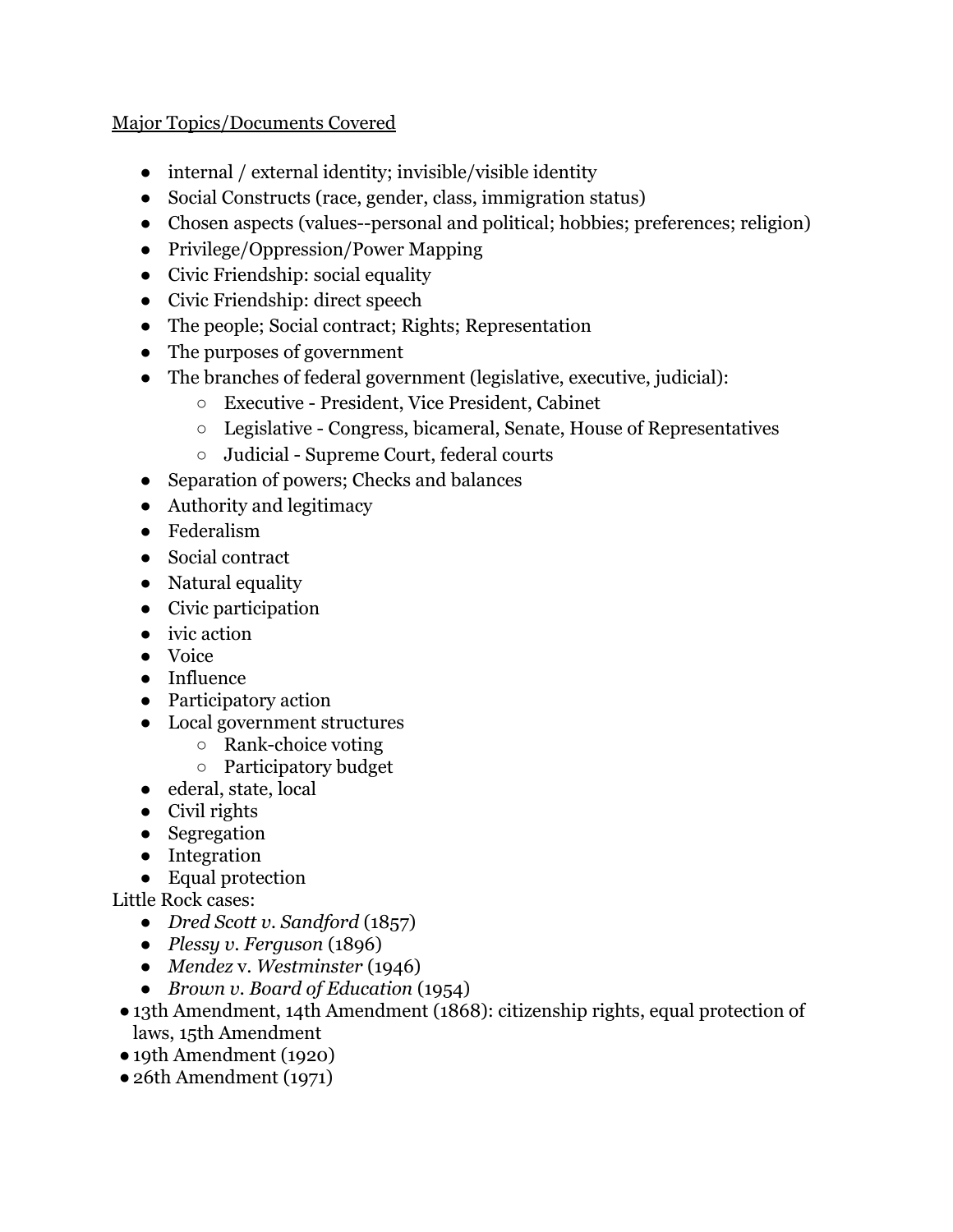Major Topics/Documents Covered

- internal / external identity; invisible/visible identity
- Social Constructs (race, gender, class, immigration status)
- Chosen aspects (values--personal and political; hobbies; preferences; religion)
- Privilege/Oppression/Power Mapping
- Civic Friendship: social equality
- Civic Friendship: direct speech
- The people; Social contract; Rights; Representation
- The purposes of government
- The branches of federal government (legislative, executive, judicial):
  - Executive - President, Vice President, Cabinet
  - Legislative - Congress, bicameral, Senate, House of Representatives
  - Judicial - Supreme Court, federal courts
- Separation of powers; Checks and balances
- Authority and legitimacy
- Federalism
- Social contract
- Natural equality
- Civic participation
- ivic action
- Voice
- Influence
- Participatory action
- Local government structures
  - Rank-choice voting
  - Participatory budget
- ederal, state, local
- Civil rights
- Segregation
- Integration
- Equal protection

Little Rock cases:

- *Dred Scott v. Sandford* (1857)
- *Plessy v. Ferguson* (1896)
- *Mendez* v. *Westminster* (1946)
- *Brown v. Board of Education* (1954)
- 13th Amendment, 14th Amendment (1868): citizenship rights, equal protection of laws, 15th Amendment
- 19th Amendment (1920)
- 26th Amendment (1971)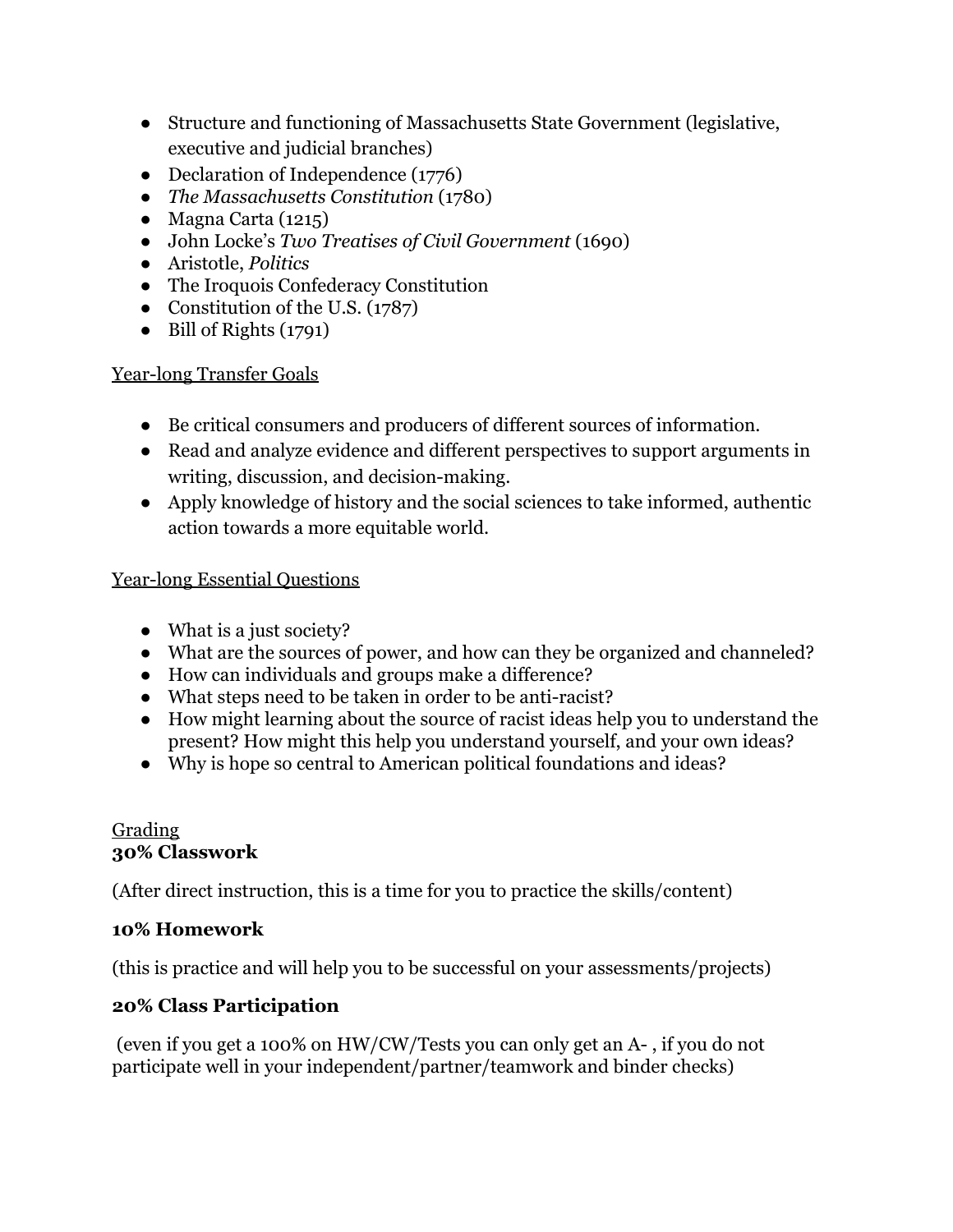- Structure and functioning of Massachusetts State Government (legislative, executive and judicial branches)
- Declaration of Independence (1776)
- *The Massachusetts Constitution* (1780)
- Magna Carta (1215)
- John Locke's *Two Treatises of Civil Government* (1690)
- Aristotle, *Politics*
- The Iroquois Confederacy Constitution
- Constitution of the U.S. (1787)
- Bill of Rights (1791)

<u>Year-long Transfer Goals</u>

- Be critical consumers and producers of different sources of information.
- Read and analyze evidence and different perspectives to support arguments in writing, discussion, and decision-making.
- Apply knowledge of history and the social sciences to take informed, authentic action towards a more equitable world.

<u>Year-long Essential Questions</u>

- What is a just society?
- What are the sources of power, and how can they be organized and channeled?
- How can individuals and groups make a difference?
- What steps need to be taken in order to be anti-racist?
- How might learning about the source of racist ideas help you to understand the present? How might this help you understand yourself, and your own ideas?
- Why is hope so central to American political foundations and ideas?

<u>Grading</u>

**30% Classwork**

(After direct instruction, this is a time for you to practice the skills/content)

**10% Homework**

(this is practice and will help you to be successful on your assessments/projects)

**20% Class Participation**

(even if you get a 100% on HW/CW/Tests you can only get an A- , if you do not participate well in your independent/partner/teamwork and binder checks)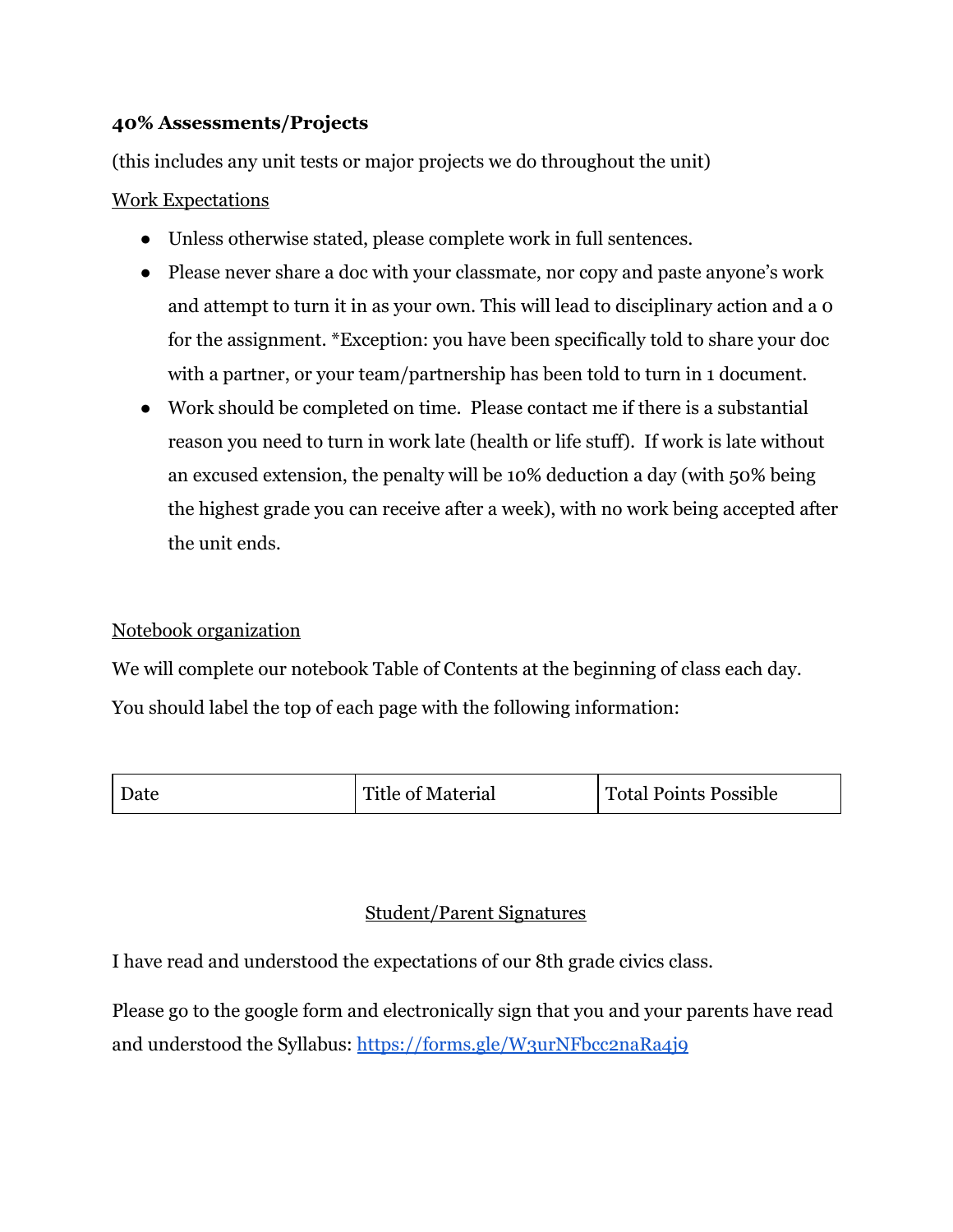**40% Assessments/Projects**

(this includes any unit tests or major projects we do throughout the unit)

Work Expectations

- Unless otherwise stated, please complete work in full sentences.
- Please never share a doc with your classmate, nor copy and paste anyone's work and attempt to turn it in as your own. This will lead to disciplinary action and a 0 for the assignment. *Exception: you have been specifically told to share your doc with a partner, or your team/partnership has been told to turn in 1 document.
- Work should be completed on time. Please contact me if there is a substantial reason you need to turn in work late (health or life stuff). If work is late without an excused extension, the penalty will be 10% deduction a day (with 50% being the highest grade you can receive after a week), with no work being accepted after the unit ends.

Notebook organization

We will complete our notebook Table of Contents at the beginning of class each day.

You should label the top of each page with the following information:

| | | |
|---|---|---|
| Date | Title of Material | Total Points Possible |

Student/Parent Signatures

I have read and understood the expectations of our 8th grade civics class.

Please go to the google form and electronically sign that you and your parents have read and understood the Syllabus: https://forms.gle/W3urNFbcc2naRa4j9